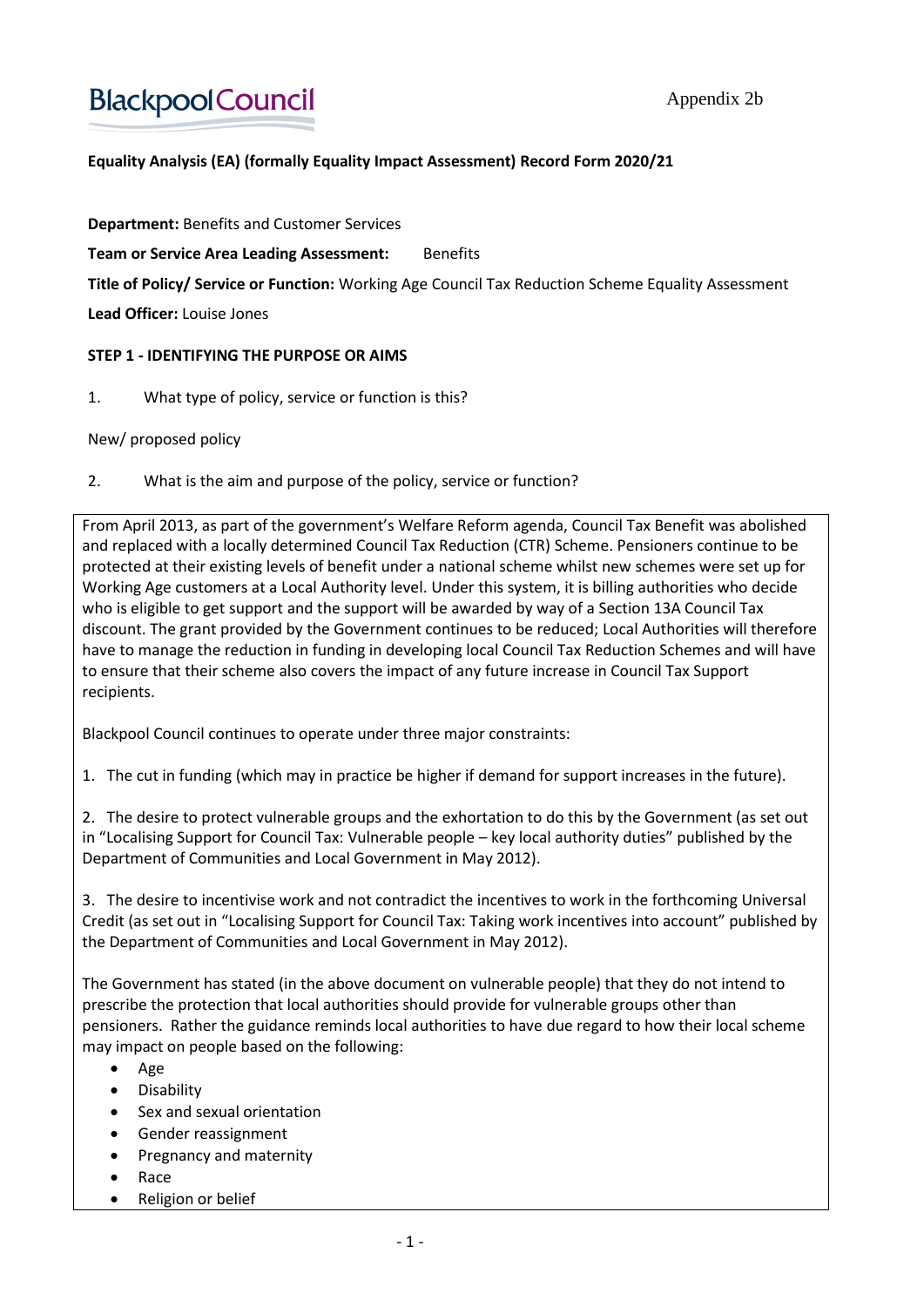Blackpool Council

Appendix 2b

**Equality Analysis (EA) (formally Equality Impact Assessment) Record Form 2020/21**

**Department:** Benefits and Customer Services

**Team or Service Area Leading Assessment:** Benefits

**Title of Policy/ Service or Function:** Working Age Council Tax Reduction Scheme Equality Assessment

**Lead Officer:** Louise Jones

**STEP 1 - IDENTIFYING THE PURPOSE OR AIMS**

1. What type of policy, service or function is this?

New/ proposed policy

2. What is the aim and purpose of the policy, service or function?

From April 2013, as part of the government's Welfare Reform agenda, Council Tax Benefit was abolished and replaced with a locally determined Council Tax Reduction (CTR) Scheme. Pensioners continue to be protected at their existing levels of benefit under a national scheme whilst new schemes were set up for Working Age customers at a Local Authority level. Under this system, it is billing authorities who decide who is eligible to get support and the support will be awarded by way of a Section 13A Council Tax discount. The grant provided by the Government continues to be reduced; Local Authorities will therefore have to manage the reduction in funding in developing local Council Tax Reduction Schemes and will have to ensure that their scheme also covers the impact of any future increase in Council Tax Support recipients.

Blackpool Council continues to operate under three major constraints:

1. The cut in funding (which may in practice be higher if demand for support increases in the future).

2. The desire to protect vulnerable groups and the exhortation to do this by the Government (as set out in "Localising Support for Council Tax: Vulnerable people – key local authority duties" published by the Department of Communities and Local Government in May 2012).

3. The desire to incentivise work and not contradict the incentives to work in the forthcoming Universal Credit (as set out in "Localising Support for Council Tax: Taking work incentives into account" published by the Department of Communities and Local Government in May 2012).

The Government has stated (in the above document on vulnerable people) that they do not intend to prescribe the protection that local authorities should provide for vulnerable groups other than pensioners. Rather the guidance reminds local authorities to have due regard to how their local scheme may impact on people based on the following:

- Age
- Disability
- Sex and sexual orientation
- Gender reassignment
- Pregnancy and maternity
- Race
- Religion or belief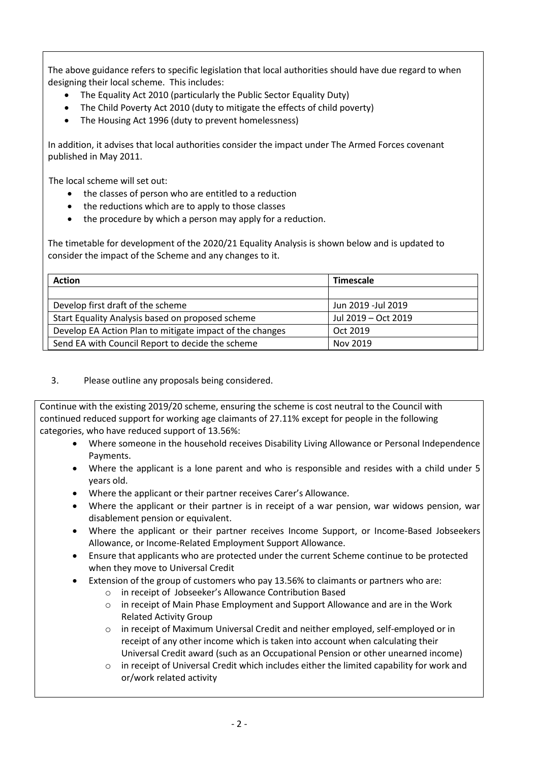The above guidance refers to specific legislation that local authorities should have due regard to when designing their local scheme. This includes:

- The Equality Act 2010 (particularly the Public Sector Equality Duty)
- The Child Poverty Act 2010 (duty to mitigate the effects of child poverty)
- The Housing Act 1996 (duty to prevent homelessness)

In addition, it advises that local authorities consider the impact under The Armed Forces covenant published in May 2011.

The local scheme will set out:

- the classes of person who are entitled to a reduction
- the reductions which are to apply to those classes
- the procedure by which a person may apply for a reduction.

The timetable for development of the 2020/21 Equality Analysis is shown below and is updated to consider the impact of the Scheme and any changes to it.

| Action | Timescale |
| --- | --- |
| | |
| Develop first draft of the scheme | Jun 2019 -Jul 2019 |
| Start Equality Analysis based on proposed scheme | Jul 2019 – Oct 2019 |
| Develop EA Action Plan to mitigate impact of the changes | Oct 2019 |
| Send EA with Council Report to decide the scheme | Nov 2019 |

3. Please outline any proposals being considered.

Continue with the existing 2019/20 scheme, ensuring the scheme is cost neutral to the Council with continued reduced support for working age claimants of 27.11% except for people in the following categories, who have reduced support of 13.56%:

- Where someone in the household receives Disability Living Allowance or Personal Independence Payments.
- Where the applicant is a lone parent and who is responsible and resides with a child under 5 years old.
- Where the applicant or their partner receives Carer's Allowance.
- Where the applicant or their partner is in receipt of a war pension, war widows pension, war disablement pension or equivalent.
- Where the applicant or their partner receives Income Support, or Income-Based Jobseekers Allowance, or Income-Related Employment Support Allowance.
- Ensure that applicants who are protected under the current Scheme continue to be protected when they move to Universal Credit
- Extension of the group of customers who pay 13.56% to claimants or partners who are:
  - in receipt of Jobseeker's Allowance Contribution Based
  - in receipt of Main Phase Employment and Support Allowance and are in the Work Related Activity Group
  - in receipt of Maximum Universal Credit and neither employed, self-employed or in receipt of any other income which is taken into account when calculating their Universal Credit award (such as an Occupational Pension or other unearned income)
  - in receipt of Universal Credit which includes either the limited capability for work and or/work related activity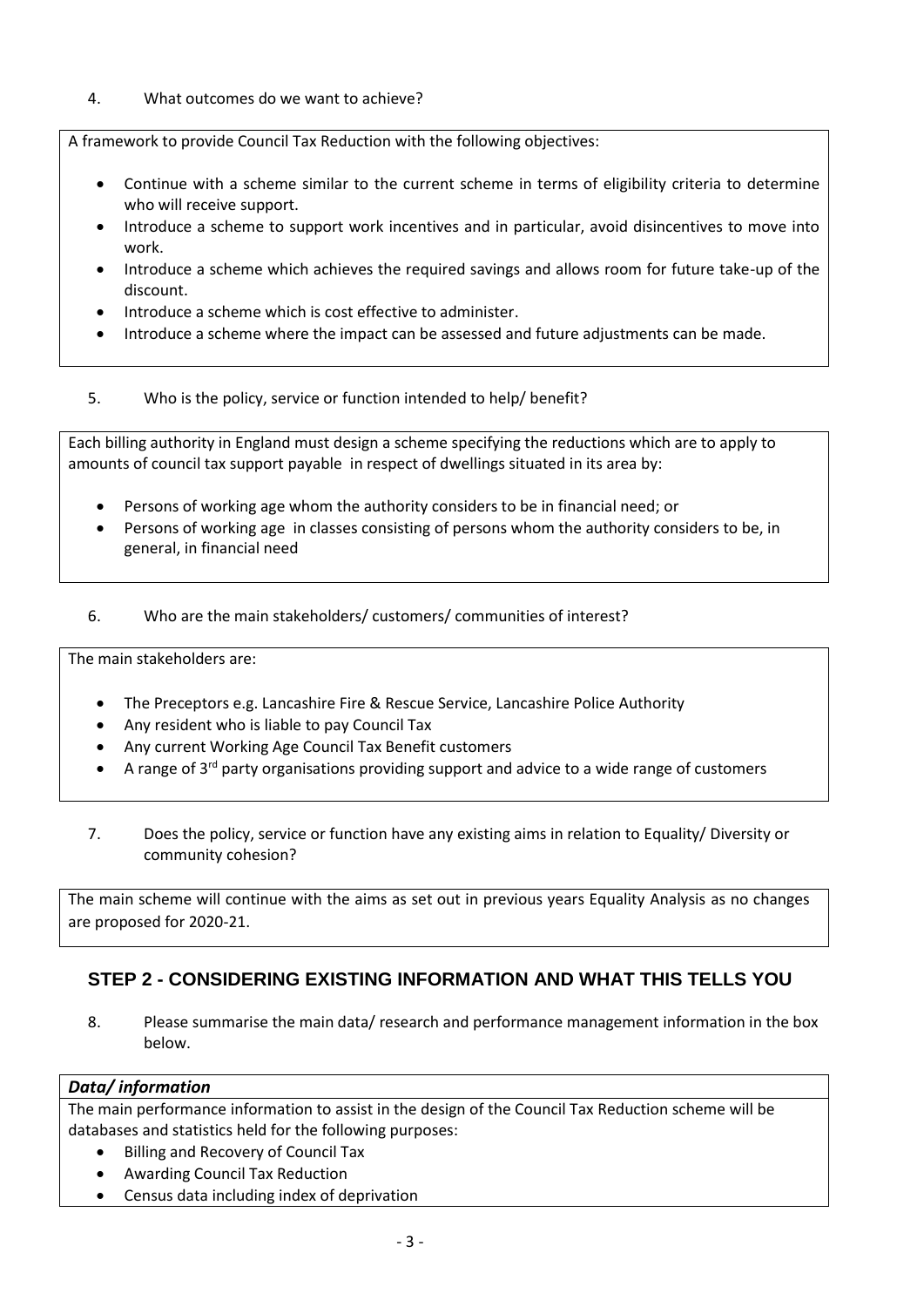4. What outcomes do we want to achieve?

A framework to provide Council Tax Reduction with the following objectives:

- Continue with a scheme similar to the current scheme in terms of eligibility criteria to determine who will receive support.
- Introduce a scheme to support work incentives and in particular, avoid disincentives to move into work.
- Introduce a scheme which achieves the required savings and allows room for future take-up of the discount.
- Introduce a scheme which is cost effective to administer.
- Introduce a scheme where the impact can be assessed and future adjustments can be made.

5. Who is the policy, service or function intended to help/ benefit?

Each billing authority in England must design a scheme specifying the reductions which are to apply to amounts of council tax support payable in respect of dwellings situated in its area by:

- Persons of working age whom the authority considers to be in financial need; or
- Persons of working age in classes consisting of persons whom the authority considers to be, in general, in financial need

6. Who are the main stakeholders/ customers/ communities of interest?

The main stakeholders are:

- The Preceptors e.g. Lancashire Fire & Rescue Service, Lancashire Police Authority
- Any resident who is liable to pay Council Tax
- Any current Working Age Council Tax Benefit customers
- A range of 3rd party organisations providing support and advice to a wide range of customers

7. Does the policy, service or function have any existing aims in relation to Equality/ Diversity or community cohesion?

The main scheme will continue with the aims as set out in previous years Equality Analysis as no changes are proposed for 2020-21.

## STEP 2 - CONSIDERING EXISTING INFORMATION AND WHAT THIS TELLS YOU

8. Please summarise the main data/ research and performance management information in the box below.

***Data/ information***

The main performance information to assist in the design of the Council Tax Reduction scheme will be databases and statistics held for the following purposes:

- Billing and Recovery of Council Tax
- Awarding Council Tax Reduction
- Census data including index of deprivation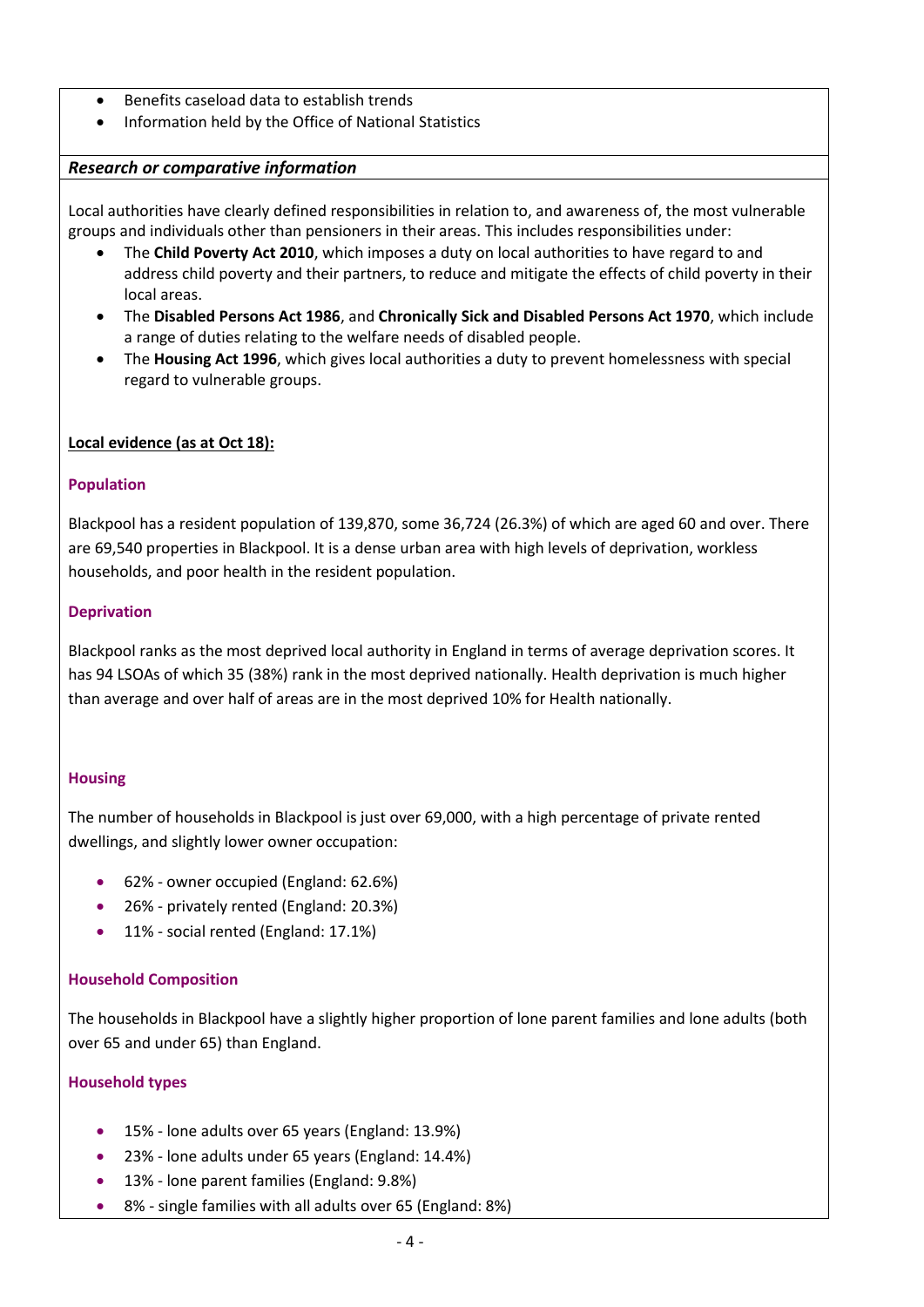- Benefits caseload data to establish trends
- Information held by the Office of National Statistics

***Research or comparative information***

Local authorities have clearly defined responsibilities in relation to, and awareness of, the most vulnerable groups and individuals other than pensioners in their areas. This includes responsibilities under:

- The **Child Poverty Act 2010**, which imposes a duty on local authorities to have regard to and address child poverty and their partners, to reduce and mitigate the effects of child poverty in their local areas.
- The **Disabled Persons Act 1986**, and **Chronically Sick and Disabled Persons Act 1970**, which include a range of duties relating to the welfare needs of disabled people.
- The **Housing Act 1996**, which gives local authorities a duty to prevent homelessness with special regard to vulnerable groups.

**Local evidence (as at Oct 18):**

### Population

Blackpool has a resident population of 139,870, some 36,724 (26.3%) of which are aged 60 and over. There are 69,540 properties in Blackpool. It is a dense urban area with high levels of deprivation, workless households, and poor health in the resident population.

### Deprivation

Blackpool ranks as the most deprived local authority in England in terms of average deprivation scores. It has 94 LSOAs of which 35 (38%) rank in the most deprived nationally. Health deprivation is much higher than average and over half of areas are in the most deprived 10% for Health nationally.

### Housing

The number of households in Blackpool is just over 69,000, with a high percentage of private rented dwellings, and slightly lower owner occupation:

- 62% - owner occupied (England: 62.6%)
- 26% - privately rented (England: 20.3%)
- 11% - social rented (England: 17.1%)

### Household Composition

The households in Blackpool have a slightly higher proportion of lone parent families and lone adults (both over 65 and under 65) than England.

### Household types

- 15% - lone adults over 65 years (England: 13.9%)
- 23% - lone adults under 65 years (England: 14.4%)
- 13% - lone parent families (England: 9.8%)
- 8% - single families with all adults over 65 (England: 8%)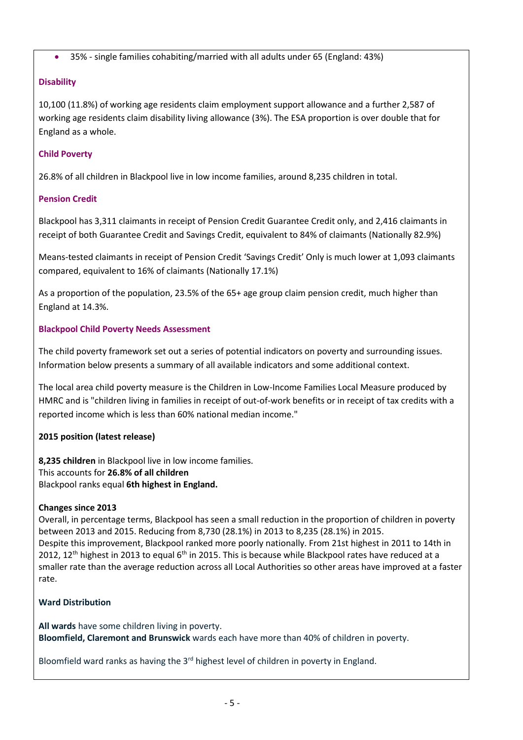- 35% - single families cohabiting/married with all adults under 65 (England: 43%)

### Disability

10,100 (11.8%) of working age residents claim employment support allowance and a further 2,587 of working age residents claim disability living allowance (3%). The ESA proportion is over double that for England as a whole.

### Child Poverty

26.8% of all children in Blackpool live in low income families, around 8,235 children in total.

### Pension Credit

Blackpool has 3,311 claimants in receipt of Pension Credit Guarantee Credit only, and 2,416 claimants in receipt of both Guarantee Credit and Savings Credit, equivalent to 84% of claimants (Nationally 82.9%)

Means-tested claimants in receipt of Pension Credit 'Savings Credit' Only is much lower at 1,093 claimants compared, equivalent to 16% of claimants (Nationally 17.1%)

As a proportion of the population, 23.5% of the 65+ age group claim pension credit, much higher than England at 14.3%.

### Blackpool Child Poverty Needs Assessment

The child poverty framework set out a series of potential indicators on poverty and surrounding issues. Information below presents a summary of all available indicators and some additional context.

The local area child poverty measure is the Children in Low-Income Families Local Measure produced by HMRC and is "children living in families in receipt of out-of-work benefits or in receipt of tax credits with a reported income which is less than 60% national median income."

**2015 position (latest release)**

**8,235 children** in Blackpool live in low income families.
This accounts for **26.8% of all children**
Blackpool ranks equal **6th highest in England.**

**Changes since 2013**

Overall, in percentage terms, Blackpool has seen a small reduction in the proportion of children in poverty between 2013 and 2015. Reducing from 8,730 (28.1%) in 2013 to 8,235 (28.1%) in 2015.
Despite this improvement, Blackpool ranked more poorly nationally. From 21st highest in 2011 to 14th in 2012, 12th highest in 2013 to equal 6th in 2015. This is because while Blackpool rates have reduced at a smaller rate than the average reduction across all Local Authorities so other areas have improved at a faster rate.

**Ward Distribution**

**All wards** have some children living in poverty.
**Bloomfield, Claremont and Brunswick** wards each have more than 40% of children in poverty.

Bloomfield ward ranks as having the 3rd highest level of children in poverty in England.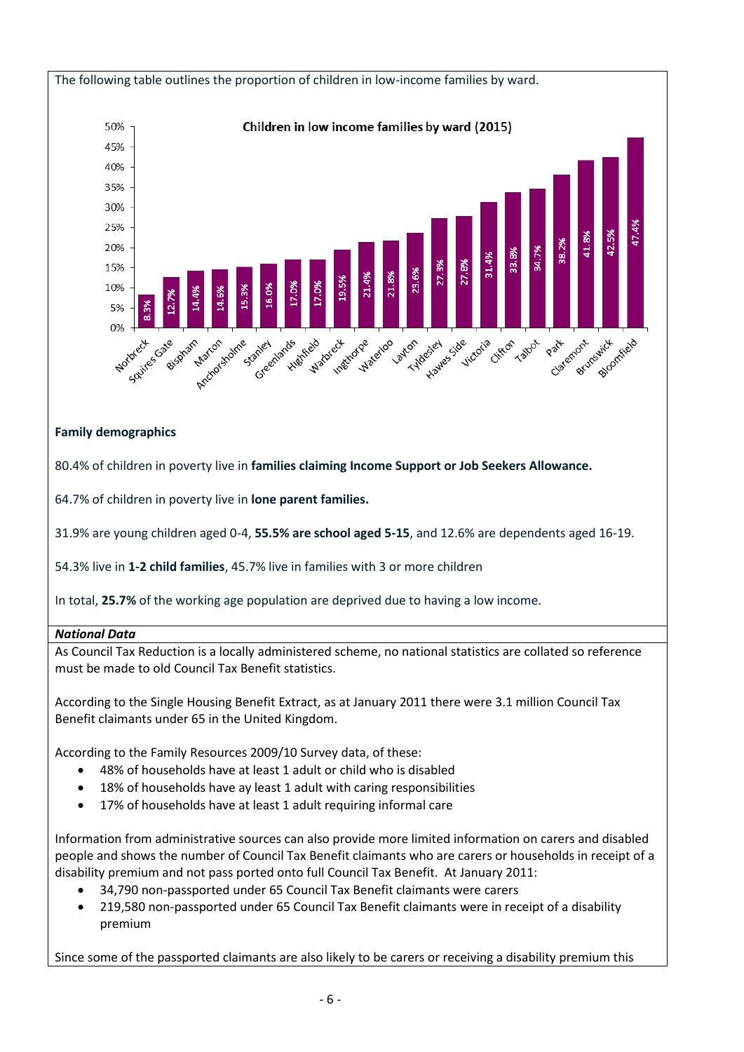The following table outlines the proportion of children in low-income families by ward.

Children in low income families by ward (2015)

50%
45%
40%
35%
30%
25%
20%
15%
10%
5%
0%

8.3% 12.7% 14.4% 14.6% 15.3% 16.0% 17.0% 17.0% 19.5% 21.4% 21.8% 23.6% 27.3% 27.8% 31.4% 33.8% 34.7% 38.2% 41.8% 42.5% 47.4%

Norbreck Squires Gate Bispham Marton Anchorsholme Stanley Greenlands Highfield Warbreck Ingthorpe Waterloo Layton Tydesley Hawes Side Victoria Clifton Talbot Park Claremont Brunswick Bloomfield

**Family demographics**

80.4% of children in poverty live in **families claiming Income Support or Job Seekers Allowance.**

64.7% of children in poverty live in **lone parent families.**

31.9% are young children aged 0-4, **55.5% are school aged 5-15**, and 12.6% are dependents aged 16-19.

54.3% live in **1-2 child families**, 45.7% live in families with 3 or more children

In total, **25.7%** of the working age population are deprived due to having a low income.

***National Data***

As Council Tax Reduction is a locally administered scheme, no national statistics are collated so reference must be made to old Council Tax Benefit statistics.

According to the Single Housing Benefit Extract, as at January 2011 there were 3.1 million Council Tax Benefit claimants under 65 in the United Kingdom.

According to the Family Resources 2009/10 Survey data, of these:

- 48% of households have at least 1 adult or child who is disabled
- 18% of households have ay least 1 adult with caring responsibilities
- 17% of households have at least 1 adult requiring informal care

Information from administrative sources can also provide more limited information on carers and disabled people and shows the number of Council Tax Benefit claimants who are carers or households in receipt of a disability premium and not pass ported onto full Council Tax Benefit. At January 2011:

- 34,790 non-passported under 65 Council Tax Benefit claimants were carers
- 219,580 non-passported under 65 Council Tax Benefit claimants were in receipt of a disability premium

Since some of the passported claimants are also likely to be carers or receiving a disability premium this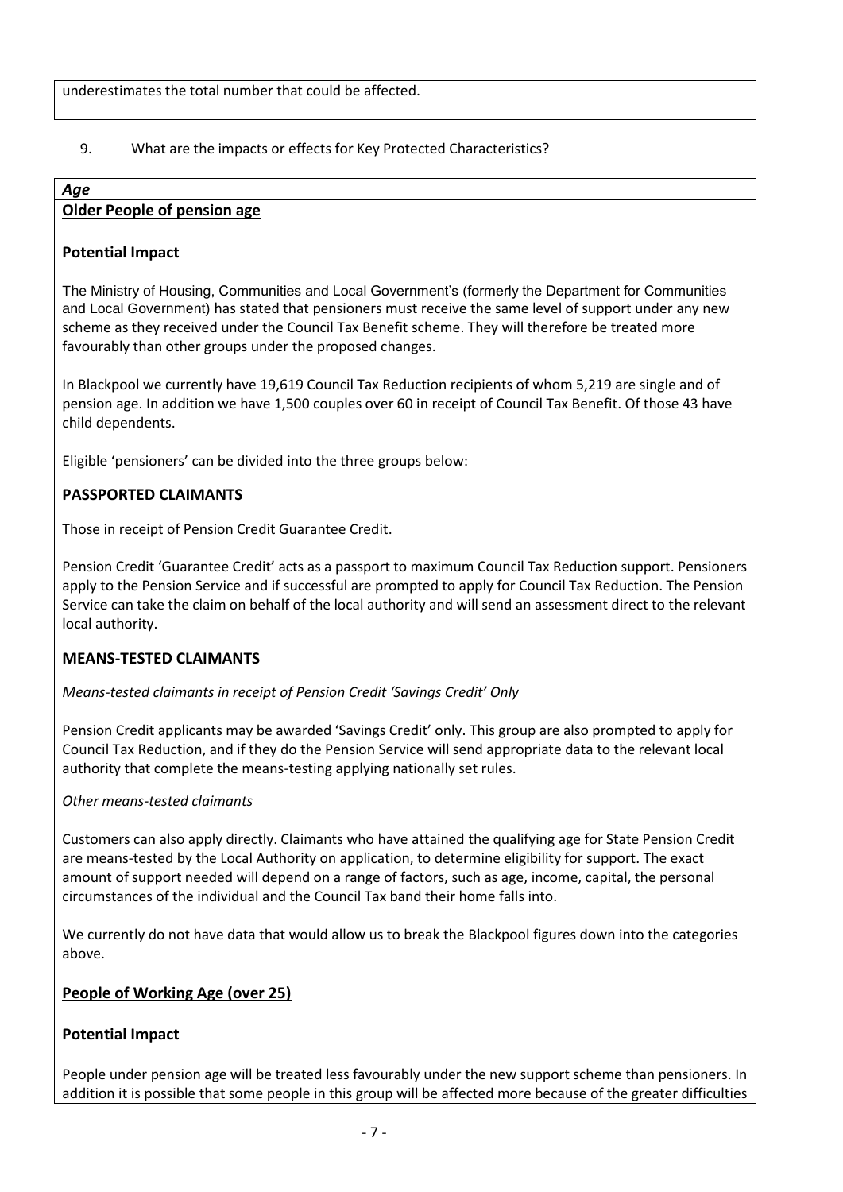underestimates the total number that could be affected.

9. What are the impacts or effects for Key Protected Characteristics?

***Age***

**Older People of pension age**

**Potential Impact**

The Ministry of Housing, Communities and Local Government's (formerly the Department for Communities and Local Government) has stated that pensioners must receive the same level of support under any new scheme as they received under the Council Tax Benefit scheme. They will therefore be treated more favourably than other groups under the proposed changes.

In Blackpool we currently have 19,619 Council Tax Reduction recipients of whom 5,219 are single and of pension age. In addition we have 1,500 couples over 60 in receipt of Council Tax Benefit. Of those 43 have child dependents.

Eligible 'pensioners' can be divided into the three groups below:

**PASSPORTED CLAIMANTS**

Those in receipt of Pension Credit Guarantee Credit.

Pension Credit 'Guarantee Credit' acts as a passport to maximum Council Tax Reduction support. Pensioners apply to the Pension Service and if successful are prompted to apply for Council Tax Reduction. The Pension Service can take the claim on behalf of the local authority and will send an assessment direct to the relevant local authority.

**MEANS-TESTED CLAIMANTS**

*Means-tested claimants in receipt of Pension Credit 'Savings Credit' Only*

Pension Credit applicants may be awarded 'Savings Credit' only. This group are also prompted to apply for Council Tax Reduction, and if they do the Pension Service will send appropriate data to the relevant local authority that complete the means-testing applying nationally set rules.

*Other means-tested claimants*

Customers can also apply directly. Claimants who have attained the qualifying age for State Pension Credit are means-tested by the Local Authority on application, to determine eligibility for support. The exact amount of support needed will depend on a range of factors, such as age, income, capital, the personal circumstances of the individual and the Council Tax band their home falls into.

We currently do not have data that would allow us to break the Blackpool figures down into the categories above.

**People of Working Age (over 25)**

**Potential Impact**

People under pension age will be treated less favourably under the new support scheme than pensioners. In addition it is possible that some people in this group will be affected more because of the greater difficulties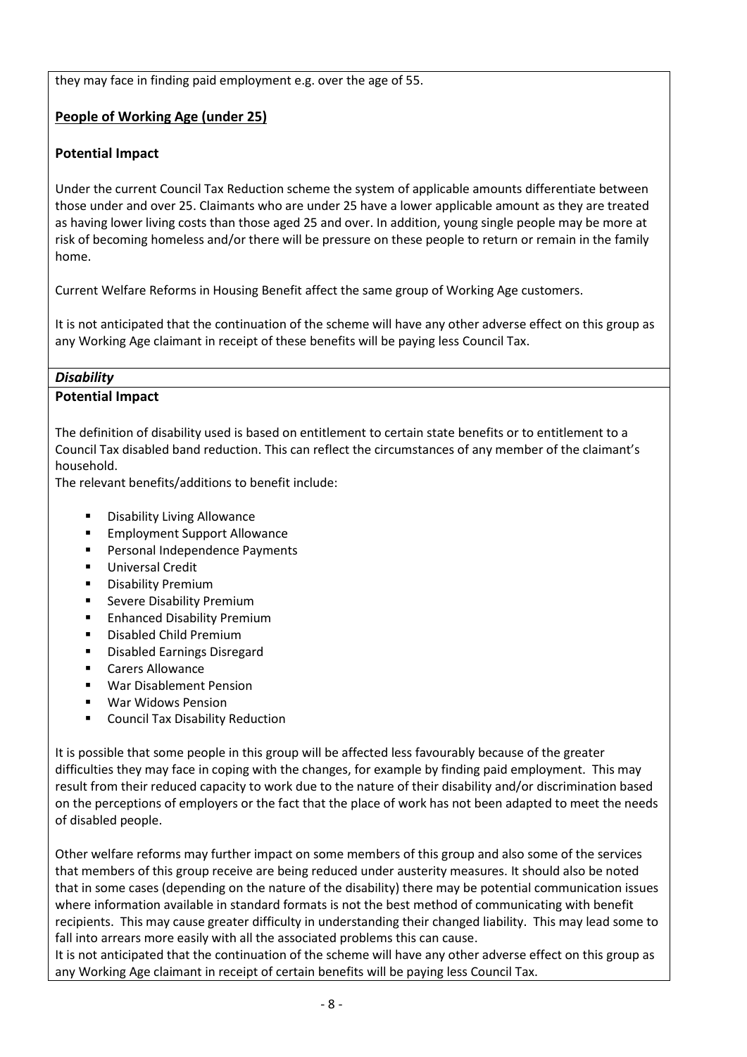they may face in finding paid employment e.g. over the age of 55.

**People of Working Age (under 25)**

**Potential Impact**

Under the current Council Tax Reduction scheme the system of applicable amounts differentiate between those under and over 25. Claimants who are under 25 have a lower applicable amount as they are treated as having lower living costs than those aged 25 and over. In addition, young single people may be more at risk of becoming homeless and/or there will be pressure on these people to return or remain in the family home.

Current Welfare Reforms in Housing Benefit affect the same group of Working Age customers.

It is not anticipated that the continuation of the scheme will have any other adverse effect on this group as any Working Age claimant in receipt of these benefits will be paying less Council Tax.

***Disability***

**Potential Impact**

The definition of disability used is based on entitlement to certain state benefits or to entitlement to a Council Tax disabled band reduction. This can reflect the circumstances of any member of the claimant's household.

The relevant benefits/additions to benefit include:

- Disability Living Allowance
- Employment Support Allowance
- Personal Independence Payments
- Universal Credit
- Disability Premium
- Severe Disability Premium
- Enhanced Disability Premium
- Disabled Child Premium
- Disabled Earnings Disregard
- Carers Allowance
- War Disablement Pension
- War Widows Pension
- Council Tax Disability Reduction

It is possible that some people in this group will be affected less favourably because of the greater difficulties they may face in coping with the changes, for example by finding paid employment. This may result from their reduced capacity to work due to the nature of their disability and/or discrimination based on the perceptions of employers or the fact that the place of work has not been adapted to meet the needs of disabled people.

Other welfare reforms may further impact on some members of this group and also some of the services that members of this group receive are being reduced under austerity measures. It should also be noted that in some cases (depending on the nature of the disability) there may be potential communication issues where information available in standard formats is not the best method of communicating with benefit recipients. This may cause greater difficulty in understanding their changed liability. This may lead some to fall into arrears more easily with all the associated problems this can cause.

It is not anticipated that the continuation of the scheme will have any other adverse effect on this group as any Working Age claimant in receipt of certain benefits will be paying less Council Tax.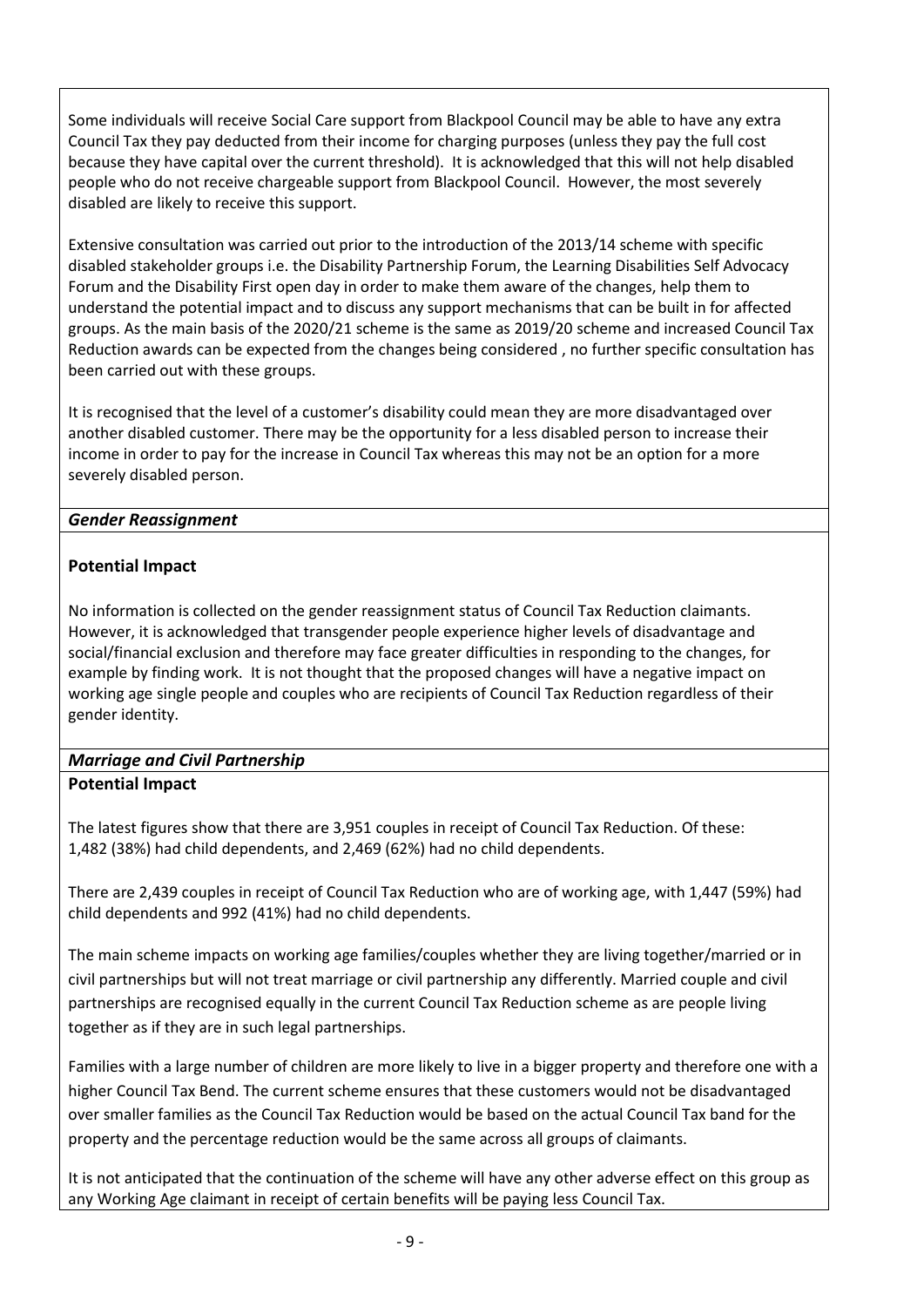Some individuals will receive Social Care support from Blackpool Council may be able to have any extra Council Tax they pay deducted from their income for charging purposes (unless they pay the full cost because they have capital over the current threshold). It is acknowledged that this will not help disabled people who do not receive chargeable support from Blackpool Council. However, the most severely disabled are likely to receive this support.

Extensive consultation was carried out prior to the introduction of the 2013/14 scheme with specific disabled stakeholder groups i.e. the Disability Partnership Forum, the Learning Disabilities Self Advocacy Forum and the Disability First open day in order to make them aware of the changes, help them to understand the potential impact and to discuss any support mechanisms that can be built in for affected groups. As the main basis of the 2020/21 scheme is the same as 2019/20 scheme and increased Council Tax Reduction awards can be expected from the changes being considered , no further specific consultation has been carried out with these groups.

It is recognised that the level of a customer's disability could mean they are more disadvantaged over another disabled customer. There may be the opportunity for a less disabled person to increase their income in order to pay for the increase in Council Tax whereas this may not be an option for a more severely disabled person.

***Gender Reassignment***

**Potential Impact**

No information is collected on the gender reassignment status of Council Tax Reduction claimants. However, it is acknowledged that transgender people experience higher levels of disadvantage and social/financial exclusion and therefore may face greater difficulties in responding to the changes, for example by finding work. It is not thought that the proposed changes will have a negative impact on working age single people and couples who are recipients of Council Tax Reduction regardless of their gender identity.

***Marriage and Civil Partnership***

**Potential Impact**

The latest figures show that there are 3,951 couples in receipt of Council Tax Reduction. Of these:
1,482 (38%) had child dependents, and 2,469 (62%) had no child dependents.

There are 2,439 couples in receipt of Council Tax Reduction who are of working age, with 1,447 (59%) had child dependents and 992 (41%) had no child dependents.

The main scheme impacts on working age families/couples whether they are living together/married or in civil partnerships but will not treat marriage or civil partnership any differently. Married couple and civil partnerships are recognised equally in the current Council Tax Reduction scheme as are people living together as if they are in such legal partnerships.

Families with a large number of children are more likely to live in a bigger property and therefore one with a higher Council Tax Bend. The current scheme ensures that these customers would not be disadvantaged over smaller families as the Council Tax Reduction would be based on the actual Council Tax band for the property and the percentage reduction would be the same across all groups of claimants.

It is not anticipated that the continuation of the scheme will have any other adverse effect on this group as any Working Age claimant in receipt of certain benefits will be paying less Council Tax.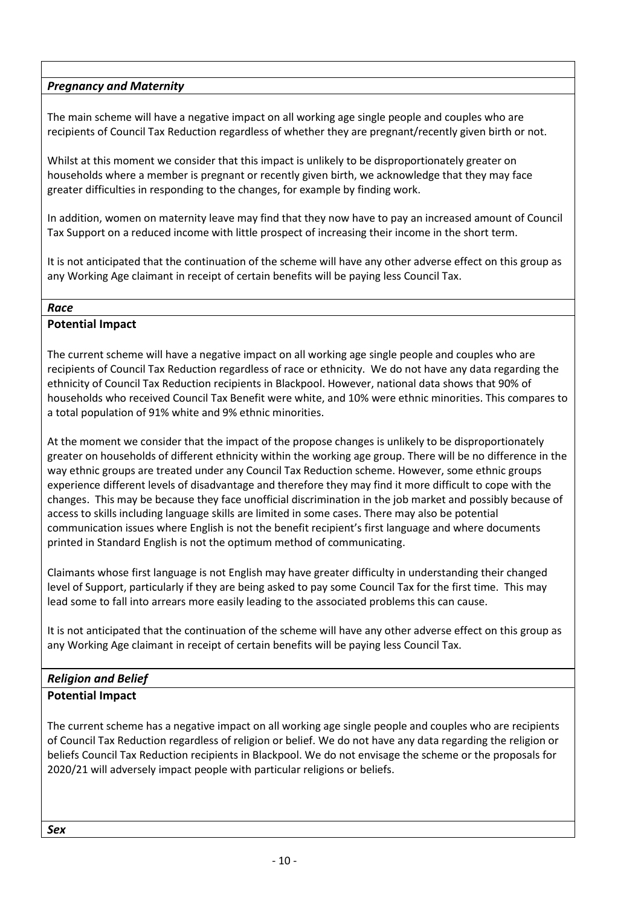### *Pregnancy and Maternity*

The main scheme will have a negative impact on all working age single people and couples who are recipients of Council Tax Reduction regardless of whether they are pregnant/recently given birth or not.

Whilst at this moment we consider that this impact is unlikely to be disproportionately greater on households where a member is pregnant or recently given birth, we acknowledge that they may face greater difficulties in responding to the changes, for example by finding work.

In addition, women on maternity leave may find that they now have to pay an increased amount of Council Tax Support on a reduced income with little prospect of increasing their income in the short term.

It is not anticipated that the continuation of the scheme will have any other adverse effect on this group as any Working Age claimant in receipt of certain benefits will be paying less Council Tax.

### *Race*

**Potential Impact**

The current scheme will have a negative impact on all working age single people and couples who are recipients of Council Tax Reduction regardless of race or ethnicity. We do not have any data regarding the ethnicity of Council Tax Reduction recipients in Blackpool. However, national data shows that 90% of households who received Council Tax Benefit were white, and 10% were ethnic minorities. This compares to a total population of 91% white and 9% ethnic minorities.

At the moment we consider that the impact of the propose changes is unlikely to be disproportionately greater on households of different ethnicity within the working age group. There will be no difference in the way ethnic groups are treated under any Council Tax Reduction scheme. However, some ethnic groups experience different levels of disadvantage and therefore they may find it more difficult to cope with the changes. This may be because they face unofficial discrimination in the job market and possibly because of access to skills including language skills are limited in some cases. There may also be potential communication issues where English is not the benefit recipient's first language and where documents printed in Standard English is not the optimum method of communicating.

Claimants whose first language is not English may have greater difficulty in understanding their changed level of Support, particularly if they are being asked to pay some Council Tax for the first time. This may lead some to fall into arrears more easily leading to the associated problems this can cause.

It is not anticipated that the continuation of the scheme will have any other adverse effect on this group as any Working Age claimant in receipt of certain benefits will be paying less Council Tax.

### *Religion and Belief*

**Potential Impact**

The current scheme has a negative impact on all working age single people and couples who are recipients of Council Tax Reduction regardless of religion or belief. We do not have any data regarding the religion or beliefs Council Tax Reduction recipients in Blackpool. We do not envisage the scheme or the proposals for 2020/21 will adversely impact people with particular religions or beliefs.

### *Sex*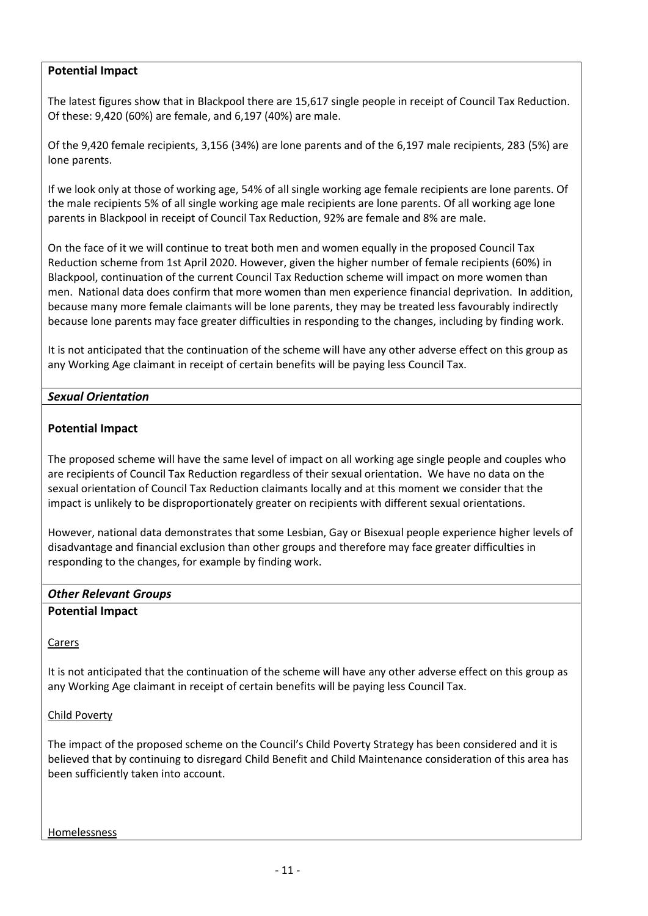**Potential Impact**

The latest figures show that in Blackpool there are 15,617 single people in receipt of Council Tax Reduction. Of these: 9,420 (60%) are female, and 6,197 (40%) are male.

Of the 9,420 female recipients, 3,156 (34%) are lone parents and of the 6,197 male recipients, 283 (5%) are lone parents.

If we look only at those of working age, 54% of all single working age female recipients are lone parents. Of the male recipients 5% of all single working age male recipients are lone parents. Of all working age lone parents in Blackpool in receipt of Council Tax Reduction, 92% are female and 8% are male.

On the face of it we will continue to treat both men and women equally in the proposed Council Tax Reduction scheme from 1st April 2020. However, given the higher number of female recipients (60%) in Blackpool, continuation of the current Council Tax Reduction scheme will impact on more women than men. National data does confirm that more women than men experience financial deprivation. In addition, because many more female claimants will be lone parents, they may be treated less favourably indirectly because lone parents may face greater difficulties in responding to the changes, including by finding work.

It is not anticipated that the continuation of the scheme will have any other adverse effect on this group as any Working Age claimant in receipt of certain benefits will be paying less Council Tax.

***Sexual Orientation***

**Potential Impact**

The proposed scheme will have the same level of impact on all working age single people and couples who are recipients of Council Tax Reduction regardless of their sexual orientation. We have no data on the sexual orientation of Council Tax Reduction claimants locally and at this moment we consider that the impact is unlikely to be disproportionately greater on recipients with different sexual orientations.

However, national data demonstrates that some Lesbian, Gay or Bisexual people experience higher levels of disadvantage and financial exclusion than other groups and therefore may face greater difficulties in responding to the changes, for example by finding work.

***Other Relevant Groups***

**Potential Impact**

Carers

It is not anticipated that the continuation of the scheme will have any other adverse effect on this group as any Working Age claimant in receipt of certain benefits will be paying less Council Tax.

Child Poverty

The impact of the proposed scheme on the Council's Child Poverty Strategy has been considered and it is believed that by continuing to disregard Child Benefit and Child Maintenance consideration of this area has been sufficiently taken into account.

Homelessness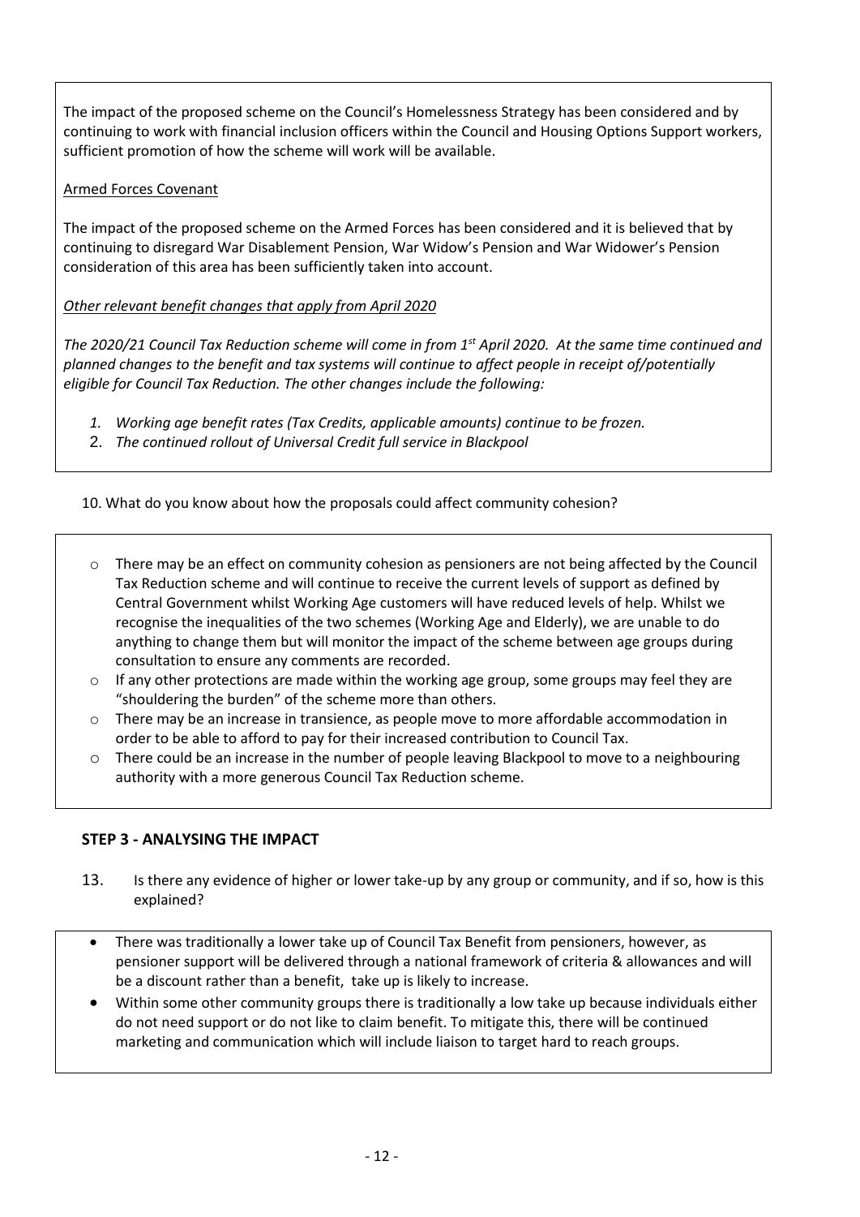The impact of the proposed scheme on the Council's Homelessness Strategy has been considered and by continuing to work with financial inclusion officers within the Council and Housing Options Support workers, sufficient promotion of how the scheme will work will be available.

Armed Forces Covenant

The impact of the proposed scheme on the Armed Forces has been considered and it is believed that by continuing to disregard War Disablement Pension, War Widow's Pension and War Widower's Pension consideration of this area has been sufficiently taken into account.

*Other relevant benefit changes that apply from April 2020*

*The 2020/21 Council Tax Reduction scheme will come in from 1st April 2020. At the same time continued and planned changes to the benefit and tax systems will continue to affect people in receipt of/potentially eligible for Council Tax Reduction. The other changes include the following:*

1. *Working age benefit rates (Tax Credits, applicable amounts) continue to be frozen.*
2. *The continued rollout of Universal Credit full service in Blackpool*

10. What do you know about how the proposals could affect community cohesion?

- There may be an effect on community cohesion as pensioners are not being affected by the Council Tax Reduction scheme and will continue to receive the current levels of support as defined by Central Government whilst Working Age customers will have reduced levels of help. Whilst we recognise the inequalities of the two schemes (Working Age and Elderly), we are unable to do anything to change them but will monitor the impact of the scheme between age groups during consultation to ensure any comments are recorded.
- If any other protections are made within the working age group, some groups may feel they are "shouldering the burden" of the scheme more than others.
- There may be an increase in transience, as people move to more affordable accommodation in order to be able to afford to pay for their increased contribution to Council Tax.
- There could be an increase in the number of people leaving Blackpool to move to a neighbouring authority with a more generous Council Tax Reduction scheme.

## STEP 3 - ANALYSING THE IMPACT

13. Is there any evidence of higher or lower take-up by any group or community, and if so, how is this explained?

- There was traditionally a lower take up of Council Tax Benefit from pensioners, however, as pensioner support will be delivered through a national framework of criteria & allowances and will be a discount rather than a benefit, take up is likely to increase.
- Within some other community groups there is traditionally a low take up because individuals either do not need support or do not like to claim benefit. To mitigate this, there will be continued marketing and communication which will include liaison to target hard to reach groups.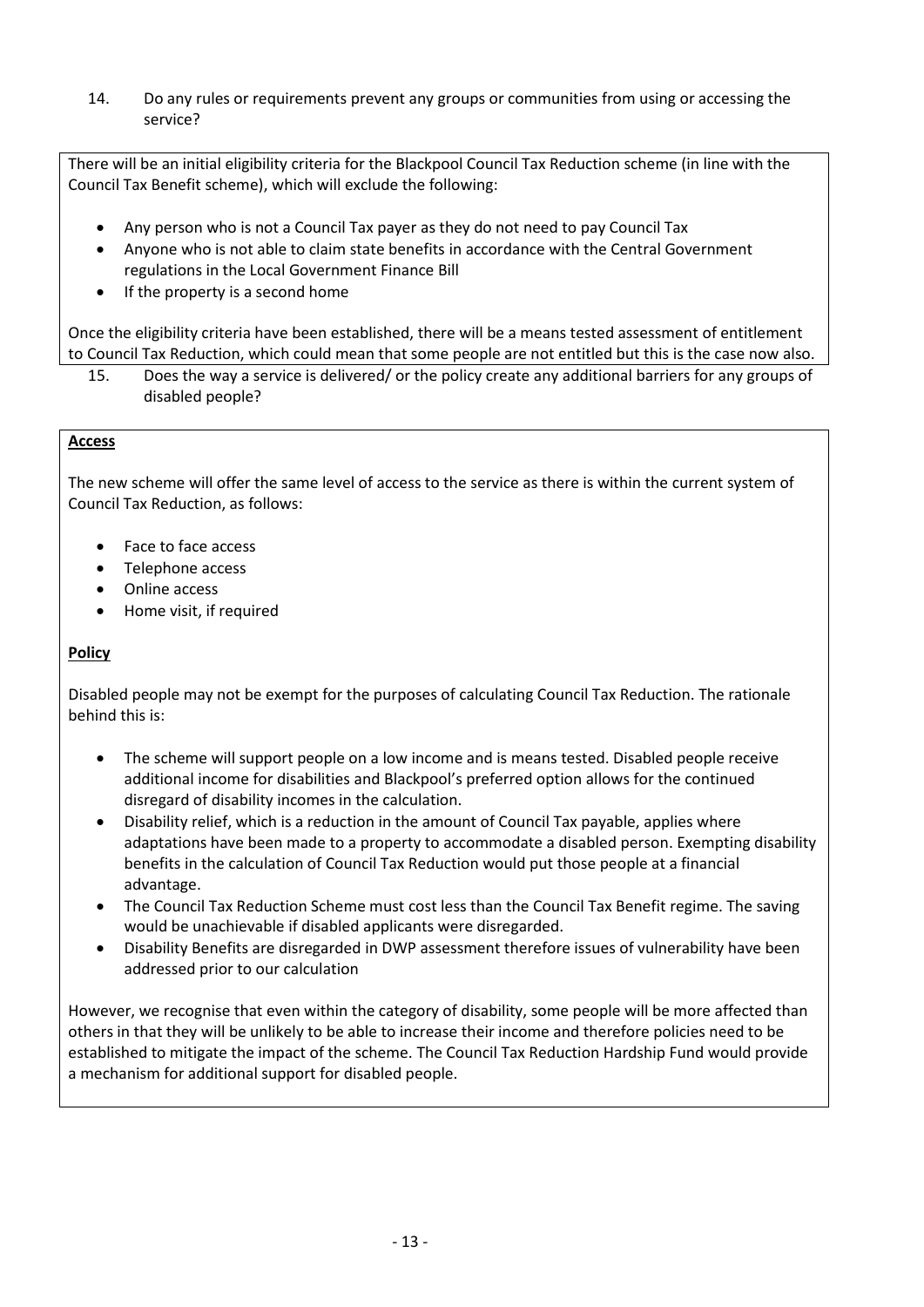14. Do any rules or requirements prevent any groups or communities from using or accessing the service?

There will be an initial eligibility criteria for the Blackpool Council Tax Reduction scheme (in line with the Council Tax Benefit scheme), which will exclude the following:

- Any person who is not a Council Tax payer as they do not need to pay Council Tax
- Anyone who is not able to claim state benefits in accordance with the Central Government regulations in the Local Government Finance Bill
- If the property is a second home

Once the eligibility criteria have been established, there will be a means tested assessment of entitlement to Council Tax Reduction, which could mean that some people are not entitled but this is the case now also.

15. Does the way a service is delivered/ or the policy create any additional barriers for any groups of disabled people?

**Access**

The new scheme will offer the same level of access to the service as there is within the current system of Council Tax Reduction, as follows:

- Face to face access
- Telephone access
- Online access
- Home visit, if required

**Policy**

Disabled people may not be exempt for the purposes of calculating Council Tax Reduction. The rationale behind this is:

- The scheme will support people on a low income and is means tested. Disabled people receive additional income for disabilities and Blackpool's preferred option allows for the continued disregard of disability incomes in the calculation.
- Disability relief, which is a reduction in the amount of Council Tax payable, applies where adaptations have been made to a property to accommodate a disabled person. Exempting disability benefits in the calculation of Council Tax Reduction would put those people at a financial advantage.
- The Council Tax Reduction Scheme must cost less than the Council Tax Benefit regime. The saving would be unachievable if disabled applicants were disregarded.
- Disability Benefits are disregarded in DWP assessment therefore issues of vulnerability have been addressed prior to our calculation

However, we recognise that even within the category of disability, some people will be more affected than others in that they will be unlikely to be able to increase their income and therefore policies need to be established to mitigate the impact of the scheme. The Council Tax Reduction Hardship Fund would provide a mechanism for additional support for disabled people.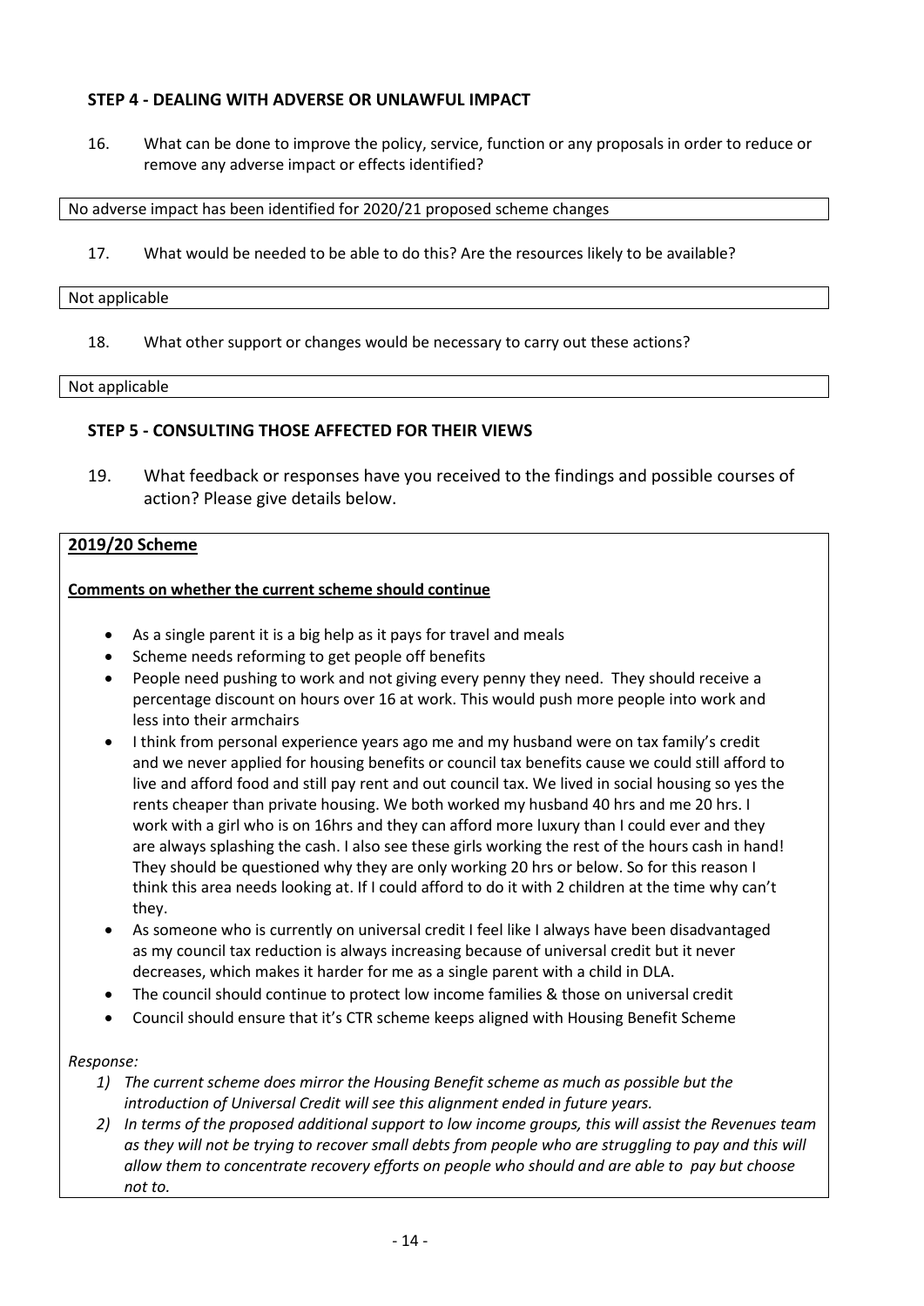### STEP 4 - DEALING WITH ADVERSE OR UNLAWFUL IMPACT

16. What can be done to improve the policy, service, function or any proposals in order to reduce or remove any adverse impact or effects identified?

No adverse impact has been identified for 2020/21 proposed scheme changes

17. What would be needed to be able to do this? Are the resources likely to be available?

Not applicable

18. What other support or changes would be necessary to carry out these actions?

Not applicable

### STEP 5 - CONSULTING THOSE AFFECTED FOR THEIR VIEWS

19. What feedback or responses have you received to the findings and possible courses of action? Please give details below.

**2019/20 Scheme**

**Comments on whether the current scheme should continue**

- As a single parent it is a big help as it pays for travel and meals
- Scheme needs reforming to get people off benefits
- People need pushing to work and not giving every penny they need. They should receive a percentage discount on hours over 16 at work. This would push more people into work and less into their armchairs
- I think from personal experience years ago me and my husband were on tax family's credit and we never applied for housing benefits or council tax benefits cause we could still afford to live and afford food and still pay rent and out council tax. We lived in social housing so yes the rents cheaper than private housing. We both worked my husband 40 hrs and me 20 hrs. I work with a girl who is on 16hrs and they can afford more luxury than I could ever and they are always splashing the cash. I also see these girls working the rest of the hours cash in hand! They should be questioned why they are only working 20 hrs or below. So for this reason I think this area needs looking at. If I could afford to do it with 2 children at the time why can't they.
- As someone who is currently on universal credit I feel like I always have been disadvantaged as my council tax reduction is always increasing because of universal credit but it never decreases, which makes it harder for me as a single parent with a child in DLA.
- The council should continue to protect low income families & those on universal credit
- Council should ensure that it's CTR scheme keeps aligned with Housing Benefit Scheme

*Response:*

1) *The current scheme does mirror the Housing Benefit scheme as much as possible but the introduction of Universal Credit will see this alignment ended in future years.*
2) *In terms of the proposed additional support to low income groups, this will assist the Revenues team as they will not be trying to recover small debts from people who are struggling to pay and this will allow them to concentrate recovery efforts on people who should and are able to pay but choose not to.*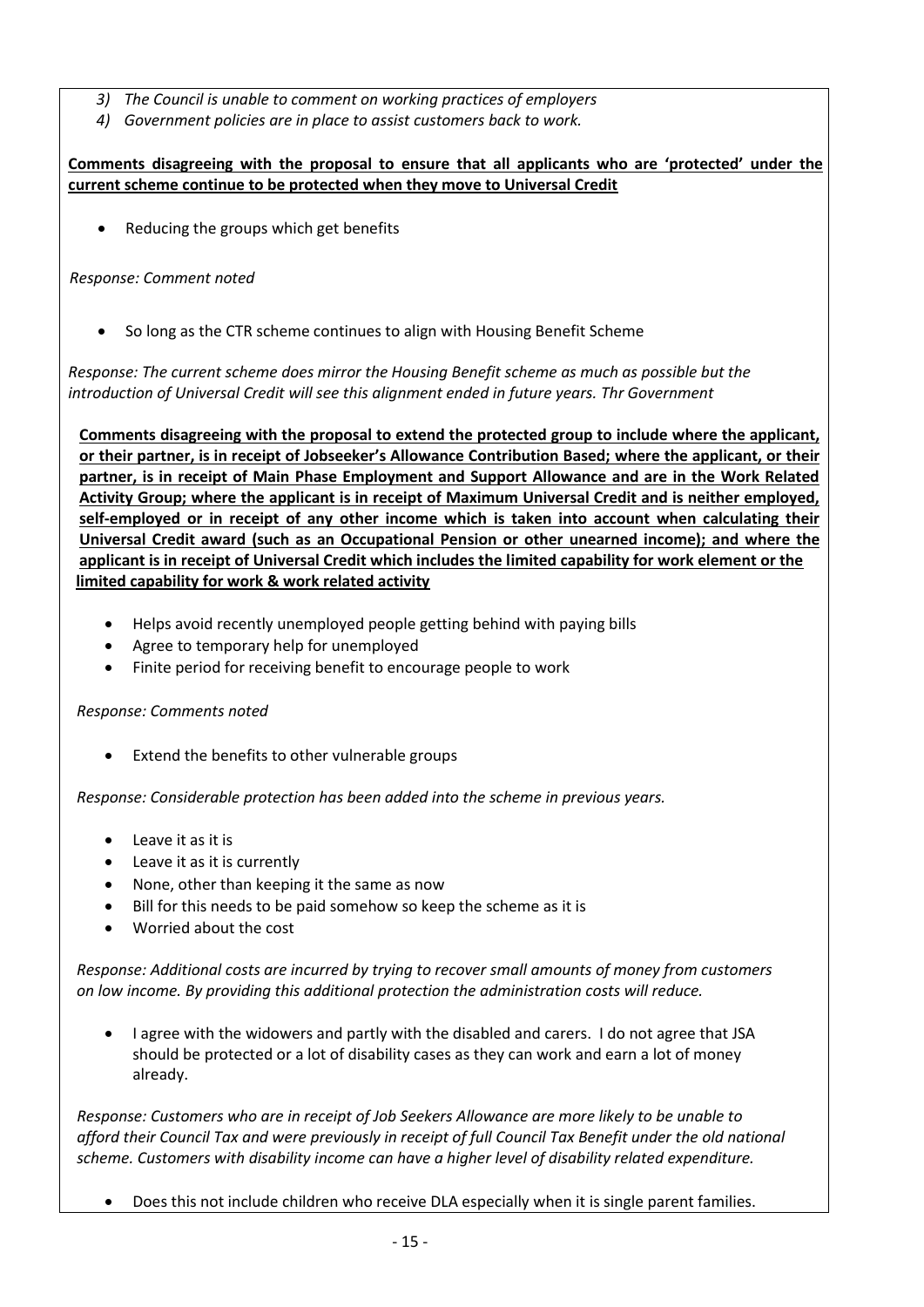*3) The Council is unable to comment on working practices of employers*

*4) Government policies are in place to assist customers back to work.*

**Comments disagreeing with the proposal to ensure that all applicants who are 'protected' under the current scheme continue to be protected when they move to Universal Credit**

- Reducing the groups which get benefits

*Response: Comment noted*

- So long as the CTR scheme continues to align with Housing Benefit Scheme

*Response: The current scheme does mirror the Housing Benefit scheme as much as possible but the introduction of Universal Credit will see this alignment ended in future years. Thr Government*

**Comments disagreeing with the proposal to extend the protected group to include where the applicant, or their partner, is in receipt of Jobseeker's Allowance Contribution Based; where the applicant, or their partner, is in receipt of Main Phase Employment and Support Allowance and are in the Work Related Activity Group; where the applicant is in receipt of Maximum Universal Credit and is neither employed, self-employed or in receipt of any other income which is taken into account when calculating their Universal Credit award (such as an Occupational Pension or other unearned income); and where the applicant is in receipt of Universal Credit which includes the limited capability for work element or the limited capability for work & work related activity**

- Helps avoid recently unemployed people getting behind with paying bills
- Agree to temporary help for unemployed
- Finite period for receiving benefit to encourage people to work

*Response: Comments noted*

- Extend the benefits to other vulnerable groups

*Response: Considerable protection has been added into the scheme in previous years.*

- Leave it as it is
- Leave it as it is currently
- None, other than keeping it the same as now
- Bill for this needs to be paid somehow so keep the scheme as it is
- Worried about the cost

*Response: Additional costs are incurred by trying to recover small amounts of money from customers on low income. By providing this additional protection the administration costs will reduce.*

- I agree with the widowers and partly with the disabled and carers. I do not agree that JSA should be protected or a lot of disability cases as they can work and earn a lot of money already.

*Response: Customers who are in receipt of Job Seekers Allowance are more likely to be unable to afford their Council Tax and were previously in receipt of full Council Tax Benefit under the old national scheme. Customers with disability income can have a higher level of disability related expenditure.*

- Does this not include children who receive DLA especially when it is single parent families.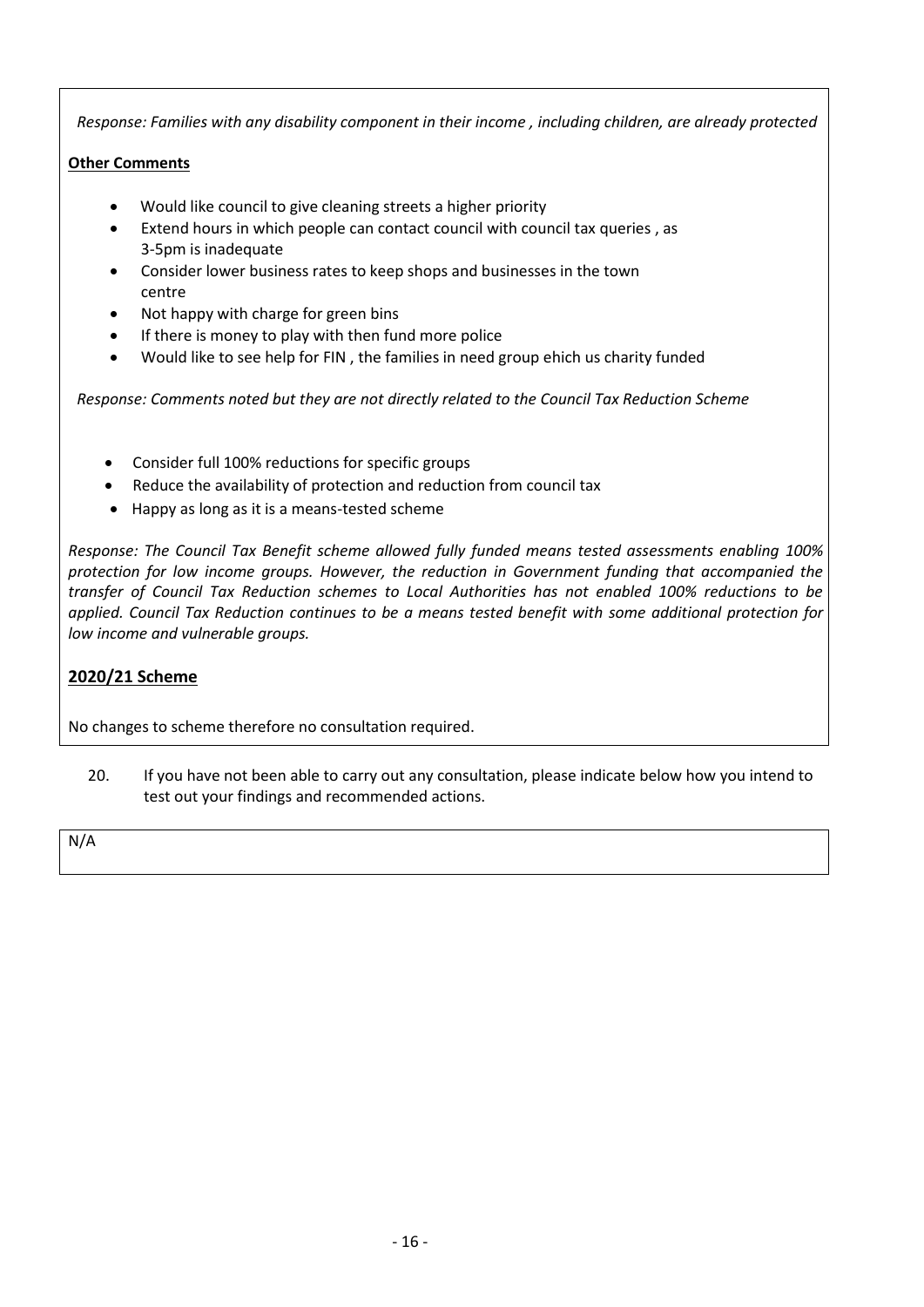*Response: Families with any disability component in their income , including children, are already protected*

**Other Comments**

- Would like council to give cleaning streets a higher priority
- Extend hours in which people can contact council with council tax queries , as 3-5pm is inadequate
- Consider lower business rates to keep shops and businesses in the town centre
- Not happy with charge for green bins
- If there is money to play with then fund more police
- Would like to see help for FIN , the families in need group ehich us charity funded

*Response: Comments noted but they are not directly related to the Council Tax Reduction Scheme*

- Consider full 100% reductions for specific groups
- Reduce the availability of protection and reduction from council tax
- Happy as long as it is a means-tested scheme

*Response: The Council Tax Benefit scheme allowed fully funded means tested assessments enabling 100% protection for low income groups. However, the reduction in Government funding that accompanied the transfer of Council Tax Reduction schemes to Local Authorities has not enabled 100% reductions to be applied. Council Tax Reduction continues to be a means tested benefit with some additional protection for low income and vulnerable groups.*

**2020/21 Scheme**

No changes to scheme therefore no consultation required.

20. If you have not been able to carry out any consultation, please indicate below how you intend to test out your findings and recommended actions.

N/A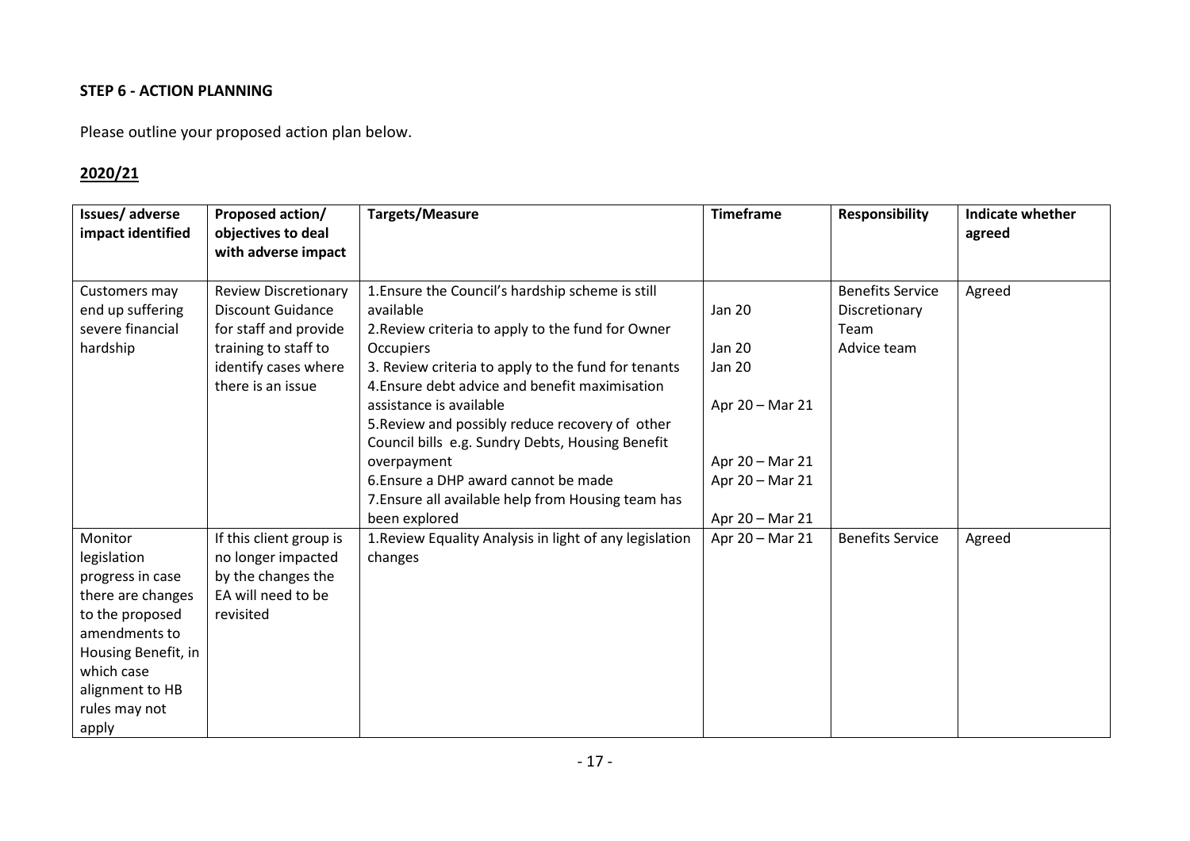**STEP 6 - ACTION PLANNING**

Please outline your proposed action plan below.

**2020/21**

| Issues/ adverse impact identified | Proposed action/ objectives to deal with adverse impact | Targets/Measure | Timeframe | Responsibility | Indicate whether agreed |
|---|---|---|---|---|---|
| Customers may end up suffering severe financial hardship | Review Discretionary Discount Guidance for staff and provide training to staff to identify cases where there is an issue | 1.Ensure the Council's hardship scheme is still available<br>2.Review criteria to apply to the fund for Owner Occupiers<br>3. Review criteria to apply to the fund for tenants<br>4.Ensure debt advice and benefit maximisation assistance is available<br>5.Review and possibly reduce recovery of other Council bills e.g. Sundry Debts, Housing Benefit overpayment<br>6.Ensure a DHP award cannot be made<br>7.Ensure all available help from Housing team has been explored | Jan 20<br>Jan 20<br>Jan 20<br>Apr 20 – Mar 21<br>Apr 20 – Mar 21<br>Apr 20 – Mar 21<br>Apr 20 – Mar 21 | Benefits Service Discretionary Team Advice team | Agreed |
| Monitor legislation progress in case there are changes to the proposed amendments to Housing Benefit, in which case alignment to HB rules may not apply | If this client group is no longer impacted by the changes the EA will need to be revisited | 1.Review Equality Analysis in light of any legislation changes | Apr 20 – Mar 21 | Benefits Service | Agreed |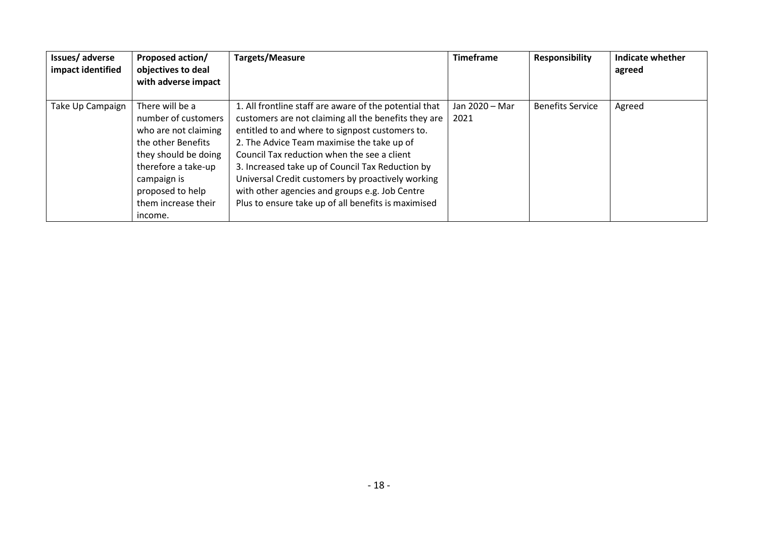| Issues/ adverse impact identified | Proposed action/ objectives to deal with adverse impact | Targets/Measure | Timeframe | Responsibility | Indicate whether agreed |
|---|---|---|---|---|---|
| Take Up Campaign | There will be a number of customers who are not claiming the other Benefits they should be doing therefore a take-up campaign is proposed to help them increase their income. | 1. All frontline staff are aware of the potential that customers are not claiming all the benefits they are entitled to and where to signpost customers to.<br>2. The Advice Team maximise the take up of Council Tax reduction when the see a client<br>3. Increased take up of Council Tax Reduction by Universal Credit customers by proactively working with other agencies and groups e.g. Job Centre Plus to ensure take up of all benefits is maximised | Jan 2020 – Mar 2021 | Benefits Service | Agreed |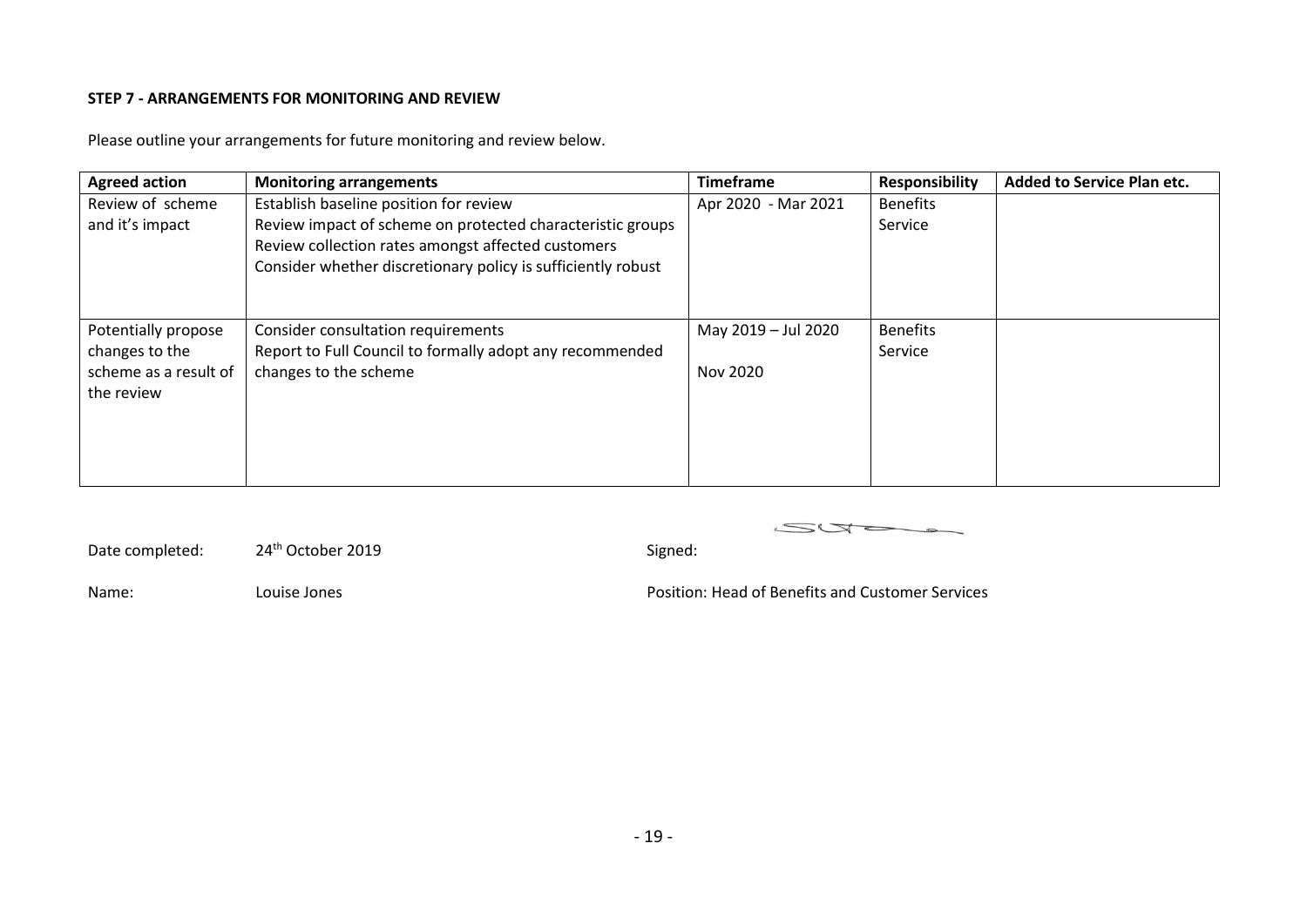**STEP 7 - ARRANGEMENTS FOR MONITORING AND REVIEW**

Please outline your arrangements for future monitoring and review below.

| Agreed action | Monitoring arrangements | Timeframe | Responsibility | Added to Service Plan etc. |
|---|---|---|---|---|
| Review of scheme and it's impact | Establish baseline position for review<br>Review impact of scheme on protected characteristic groups<br>Review collection rates amongst affected customers<br>Consider whether discretionary policy is sufficiently robust | Apr 2020 - Mar 2021 | Benefits Service | |
| Potentially propose changes to the scheme as a result of the review | Consider consultation requirements<br>Report to Full Council to formally adopt any recommended changes to the scheme | May 2019 – Jul 2020<br><br>Nov 2020 | Benefits Service | |

Date completed: 24th October 2019

Signed:

Name: Louise Jones

Position: Head of Benefits and Customer Services